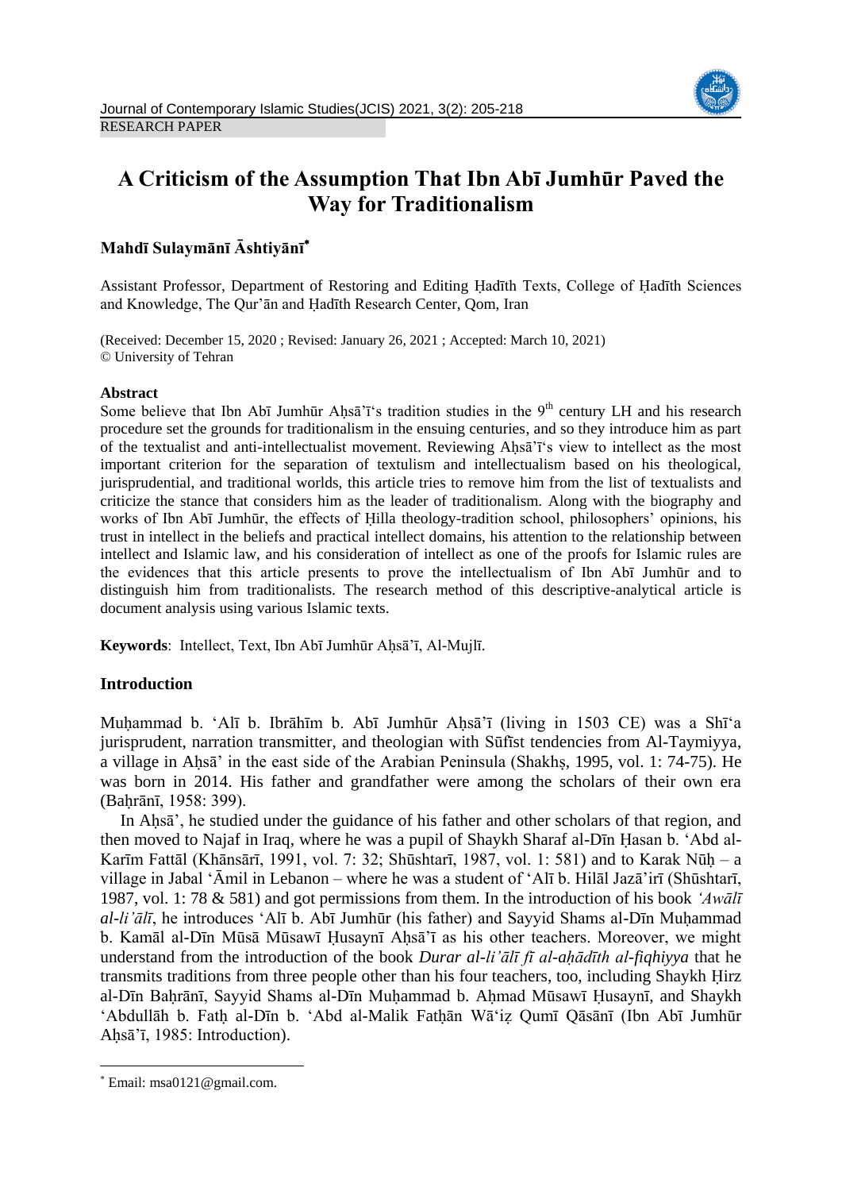RESEARCH PAPER

# A Criticism of the Assumption That Ibn Abī Jumhūr Paved the Way for Traditionalism

**Mahdī Sulaymānī Āshtiyānī***

Assistant Professor, Department of Restoring and Editing Ḥadīth Texts, College of Ḥadīth Sciences and Knowledge, The Qur'ān and Ḥadīth Research Center, Qom, Iran

(Received: December 15, 2020 ; Revised: January 26, 2021 ; Accepted: March 10, 2021)
© University of Tehran

## Abstract

Some believe that Ibn Abī Jumhūr Aḥsā'ī's tradition studies in the 9th century LH and his research procedure set the grounds for traditionalism in the ensuing centuries, and so they introduce him as part of the textualist and anti-intellectualist movement. Reviewing Aḥsā'ī's view to intellect as the most important criterion for the separation of textulism and intellectualism based on his theological, jurisprudential, and traditional worlds, this article tries to remove him from the list of textualists and criticize the stance that considers him as the leader of traditionalism. Along with the biography and works of Ibn Abī Jumhūr, the effects of Ḥilla theology-tradition school, philosophers' opinions, his trust in intellect in the beliefs and practical intellect domains, his attention to the relationship between intellect and Islamic law, and his consideration of intellect as one of the proofs for Islamic rules are the evidences that this article presents to prove the intellectualism of Ibn Abī Jumhūr and to distinguish him from traditionalists. The research method of this descriptive-analytical article is document analysis using various Islamic texts.

**Keywords**: Intellect, Text, Ibn Abī Jumhūr Aḥsā'ī, Al-Mujlī.

## Introduction

Muḥammad b. 'Alī b. Ibrāhīm b. Abī Jumhūr Aḥsā'ī (living in 1503 CE) was a Shī'a jurisprudent, narration transmitter, and theologian with Sūfīst tendencies from Al-Taymiyya, a village in Aḥsā' in the east side of the Arabian Peninsula (Shakhṣ, 1995, vol. 1: 74-75). He was born in 2014. His father and grandfather were among the scholars of their own era (Baḥrānī, 1958: 399).

In Aḥsā', he studied under the guidance of his father and other scholars of that region, and then moved to Najaf in Iraq, where he was a pupil of Shaykh Sharaf al-Dīn Ḥasan b. 'Abd al-Karīm Fattāl (Khānsārī, 1991, vol. 7: 32; Shūshtarī, 1987, vol. 1: 581) and to Karak Nūḥ – a village in Jabal 'Āmil in Lebanon – where he was a student of 'Alī b. Hilāl Jazā'irī (Shūshtarī, 1987, vol. 1: 78 & 581) and got permissions from them. In the introduction of his book *'Awālī al-li'ālī*, he introduces 'Alī b. Abī Jumhūr (his father) and Sayyid Shams al-Dīn Muḥammad b. Kamāl al-Dīn Mūsā Mūsawī Ḥusaynī Aḥsā'ī as his other teachers. Moreover, we might understand from the introduction of the book *Durar al-li'ālī fī al-aḥādīth al-fiqhiyya* that he transmits traditions from three people other than his four teachers, too, including Shaykh Ḥirz al-Dīn Baḥrānī, Sayyid Shams al-Dīn Muḥammad b. Aḥmad Mūsawī Ḥusaynī, and Shaykh 'Abdullāh b. Fatḥ al-Dīn b. 'Abd al-Malik Fatḥān Wā'iẓ Qumī Qāsānī (Ibn Abī Jumhūr Aḥsā'ī, 1985: Introduction).

---

* Email: msa0121@gmail.com.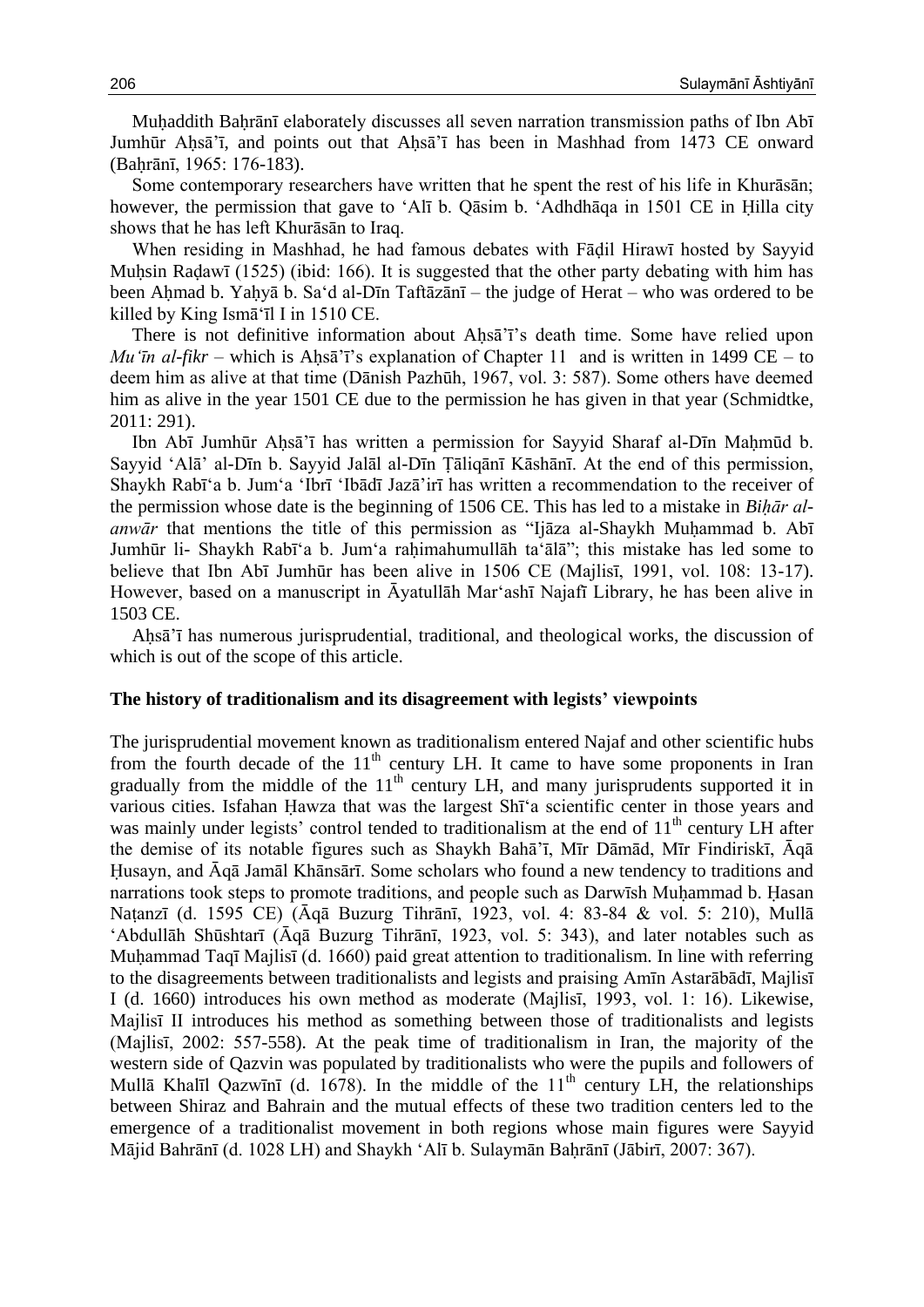Muḥaddith Baḥrānī elaborately discusses all seven narration transmission paths of Ibn Abī Jumhūr Aḥsā'ī, and points out that Aḥsā'ī has been in Mashhad from 1473 CE onward (Baḥrānī, 1965: 176-183).

Some contemporary researchers have written that he spent the rest of his life in Khurāsān; however, the permission that gave to 'Alī b. Qāsim b. 'Adhdhāqa in 1501 CE in Ḥilla city shows that he has left Khurāsān to Iraq.

When residing in Mashhad, he had famous debates with Fāḍil Hirawī hosted by Sayyid Muḥsin Raḍawī (1525) (ibid: 166). It is suggested that the other party debating with him has been Aḥmad b. Yaḥyā b. Sa'd al-Dīn Taftāzānī – the judge of Herat – who was ordered to be killed by King Ismā'īl I in 1510 CE.

There is not definitive information about Aḥsā'ī's death time. Some have relied upon *Mu'īn al-fikr* – which is Aḥsā'ī's explanation of Chapter 11 and is written in 1499 CE – to deem him as alive at that time (Dānish Pazhūh, 1967, vol. 3: 587). Some others have deemed him as alive in the year 1501 CE due to the permission he has given in that year (Schmidtke, 2011: 291).

Ibn Abī Jumhūr Aḥsā'ī has written a permission for Sayyid Sharaf al-Dīn Maḥmūd b. Sayyid 'Alā' al-Dīn b. Sayyid Jalāl al-Dīn Ṭāliqānī Kāshānī. At the end of this permission, Shaykh Rabī'a b. Jum'a 'Ibrī 'Ibādī Jazā'irī has written a recommendation to the receiver of the permission whose date is the beginning of 1506 CE. This has led to a mistake in *Biḥār al-anwār* that mentions the title of this permission as "Ijāza al-Shaykh Muḥammad b. Abī Jumhūr li- Shaykh Rabī'a b. Jum'a raḥimahumullāh ta'ālā"; this mistake has led some to believe that Ibn Abī Jumhūr has been alive in 1506 CE (Majlisī, 1991, vol. 108: 13-17). However, based on a manuscript in Āyatullāh Mar'ashī Najafī Library, he has been alive in 1503 CE.

Aḥsā'ī has numerous jurisprudential, traditional, and theological works, the discussion of which is out of the scope of this article.

### The history of traditionalism and its disagreement with legists' viewpoints

The jurisprudential movement known as traditionalism entered Najaf and other scientific hubs from the fourth decade of the 11th century LH. It came to have some proponents in Iran gradually from the middle of the 11th century LH, and many jurisprudents supported it in various cities. Isfahan Ḥawza that was the largest Shī'a scientific center in those years and was mainly under legists' control tended to traditionalism at the end of 11th century LH after the demise of its notable figures such as Shaykh Bahā'ī, Mīr Dāmād, Mīr Findiriskī, Āqā Ḥusayn, and Āqā Jamāl Khānsārī. Some scholars who found a new tendency to traditions and narrations took steps to promote traditions, and people such as Darwīsh Muḥammad b. Ḥasan Naṭanzī (d. 1595 CE) (Āqā Buzurg Tihrānī, 1923, vol. 4: 83-84 & vol. 5: 210), Mullā 'Abdullāh Shūshtarī (Āqā Buzurg Tihrānī, 1923, vol. 5: 343), and later notables such as Muḥammad Taqī Majlisī (d. 1660) paid great attention to traditionalism. In line with referring to the disagreements between traditionalists and legists and praising Amīn Astarābādī, Majlisī I (d. 1660) introduces his own method as moderate (Majlisī, 1993, vol. 1: 16). Likewise, Majlisī II introduces his method as something between those of traditionalists and legists (Majlisī, 2002: 557-558). At the peak time of traditionalism in Iran, the majority of the western side of Qazvin was populated by traditionalists who were the pupils and followers of Mullā Khalīl Qazwīnī (d. 1678). In the middle of the 11th century LH, the relationships between Shiraz and Bahrain and the mutual effects of these two tradition centers led to the emergence of a traditionalist movement in both regions whose main figures were Sayyid Mājid Bahrānī (d. 1028 LH) and Shaykh 'Alī b. Sulaymān Baḥrānī (Jābirī, 2007: 367).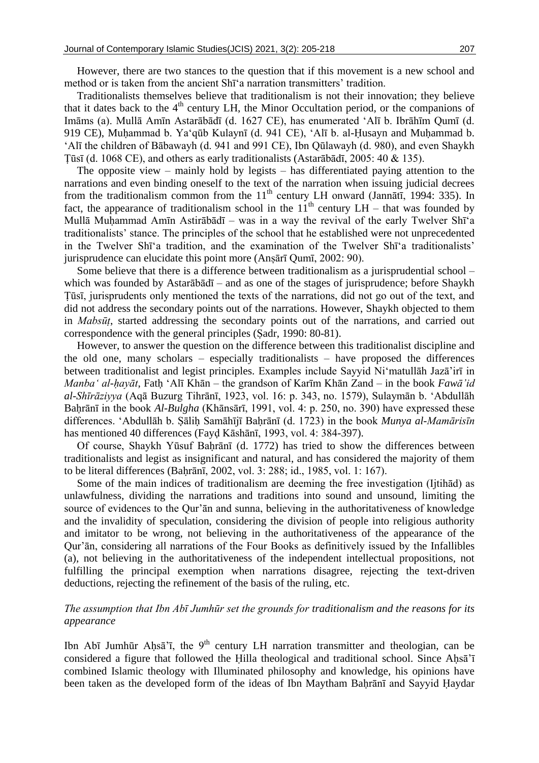However, there are two stances to the question that if this movement is a new school and method or is taken from the ancient Shī'a narration transmitters' tradition.

Traditionalists themselves believe that traditionalism is not their innovation; they believe that it dates back to the 4th century LH, the Minor Occultation period, or the companions of Imāms (a). Mullā Amīn Astarābādī (d. 1627 CE), has enumerated 'Alī b. Ibrāhīm Qumī (d. 919 CE), Muḥammad b. Ya'qūb Kulaynī (d. 941 CE), 'Alī b. al-Ḥusayn and Muḥammad b. 'Alī the children of Bābawayh (d. 941 and 991 CE), Ibn Qūlawayh (d. 980), and even Shaykh Ṭūsī (d. 1068 CE), and others as early traditionalists (Astarābādī, 2005: 40 & 135).

The opposite view – mainly hold by legists – has differentiated paying attention to the narrations and even binding oneself to the text of the narration when issuing judicial decrees from the traditionalism common from the 11th century LH onward (Jannātī, 1994: 335). In fact, the appearance of traditionalism school in the 11th century LH – that was founded by Mullā Muḥammad Amīn Astirābādī – was in a way the revival of the early Twelver Shī'a traditionalists' stance. The principles of the school that he established were not unprecedented in the Twelver Shī'a tradition, and the examination of the Twelver Shī'a traditionalists' jurisprudence can elucidate this point more (Anṣārī Qumī, 2002: 90).

Some believe that there is a difference between traditionalism as a jurisprudential school – which was founded by Astarābādī – and as one of the stages of jurisprudence; before Shaykh Ṭūsī, jurisprudents only mentioned the texts of the narrations, did not go out of the text, and did not address the secondary points out of the narrations. However, Shaykh objected to them in *Mabsūṭ*, started addressing the secondary points out of the narrations, and carried out correspondence with the general principles (Ṣadr, 1990: 80-81).

However, to answer the question on the difference between this traditionalist discipline and the old one, many scholars – especially traditionalists – have proposed the differences between traditionalist and legist principles. Examples include Sayyid Ni'matullāh Jazā'irī in *Manba' al-ḥayāt*, Fatḥ 'Alī Khān – the grandson of Karīm Khān Zand – in the book *Fawā'id al-Shīrāziyya* (Aqā Buzurg Tihrānī, 1923, vol. 16: p. 343, no. 1579), Sulaymān b. 'Abdullāh Baḥrānī in the book *Al-Bulgha* (Khānsārī, 1991, vol. 4: p. 250, no. 390) have expressed these differences. 'Abdullāh b. Ṣāliḥ Samāhījī Baḥrānī (d. 1723) in the book *Munya al-Mamārisīn* has mentioned 40 differences (Fayḍ Kāshānī, 1993, vol. 4: 384-397).

Of course, Shaykh Yūsuf Baḥrānī (d. 1772) has tried to show the differences between traditionalists and legist as insignificant and natural, and has considered the majority of them to be literal differences (Baḥrānī, 2002, vol. 3: 288; id., 1985, vol. 1: 167).

Some of the main indices of traditionalism are deeming the free investigation (Ijtihād) as unlawfulness, dividing the narrations and traditions into sound and unsound, limiting the source of evidences to the Qur'ān and sunna, believing in the authoritativeness of knowledge and the invalidity of speculation, considering the division of people into religious authority and imitator to be wrong, not believing in the authoritativeness of the appearance of the Qur'ān, considering all narrations of the Four Books as definitively issued by the Infallibles (a), not believing in the authoritativeness of the independent intellectual propositions, not fulfilling the principal exemption when narrations disagree, rejecting the text-driven deductions, rejecting the refinement of the basis of the ruling, etc.

### *The assumption that Ibn Abī Jumhūr set the grounds for traditionalism and the reasons for its appearance*

Ibn Abī Jumhūr Aḥsā'ī, the 9th century LH narration transmitter and theologian, can be considered a figure that followed the Ḥilla theological and traditional school. Since Aḥsā'ī combined Islamic theology with Illuminated philosophy and knowledge, his opinions have been taken as the developed form of the ideas of Ibn Maytham Baḥrānī and Sayyid Ḥaydar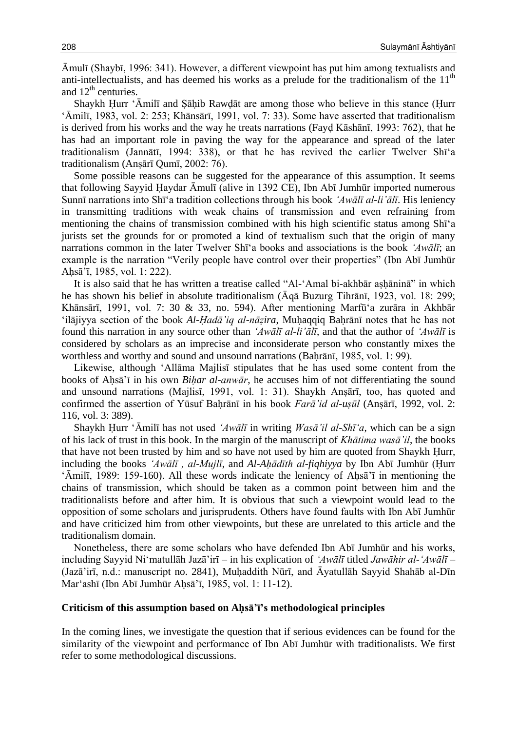Āmulī (Shaybī, 1996: 341). However, a different viewpoint has put him among textualists and anti-intellectualists, and has deemed his works as a prelude for the traditionalism of the 11th and 12th centuries.

Shaykh Ḥurr ʻĀmilī and Ṣāḥib Rawḍāt are among those who believe in this stance (Ḥurr ʻĀmilī, 1983, vol. 2: 253; Khānsārī, 1991, vol. 7: 33). Some have asserted that traditionalism is derived from his works and the way he treats narrations (Fayḍ Kāshānī, 1993: 762), that he has had an important role in paving the way for the appearance and spread of the later traditionalism (Jannātī, 1994: 338), or that he has revived the earlier Twelver Shīʻa traditionalism (Anṣārī Qumī, 2002: 76).

Some possible reasons can be suggested for the appearance of this assumption. It seems that following Sayyid Ḥaydar Āmulī (alive in 1392 CE), Ibn Abī Jumhūr imported numerous Sunnī narrations into Shīʻa tradition collections through his book *ʻAwālī al-liʼālī*. His leniency in transmitting traditions with weak chains of transmission and even refraining from mentioning the chains of transmission combined with his high scientific status among Shīʻa jurists set the grounds for or promoted a kind of textualism such that the origin of many narrations common in the later Twelver Shīʻa books and associations is the book *ʻAwālī*; an example is the narration "Verily people have control over their properties" (Ibn Abī Jumhūr Aḥsāʼī, 1985, vol. 1: 222).

It is also said that he has written a treatise called "Al-ʻAmal bi-akhbār aṣḥāninā" in which he has shown his belief in absolute traditionalism (Āqā Buzurg Tihrānī, 1923, vol. 18: 299; Khānsārī, 1991, vol. 7: 30 & 33, no. 594). After mentioning Marfūʻa zurāra in Akhbār ʻilājiyya section of the book *Al-Ḥadāʼiq al-nāẓira*, Muḥaqqiq Baḥrānī notes that he has not found this narration in any source other than *ʻAwālī al-liʼālī*, and that the author of *ʻAwālī* is considered by scholars as an imprecise and inconsiderate person who constantly mixes the worthless and worthy and sound and unsound narrations (Baḥrānī, 1985, vol. 1: 99).

Likewise, although ʻAllāma Majlisī stipulates that he has used some content from the books of Aḥsāʼī in his own *Biḥar al-anwār*, he accuses him of not differentiating the sound and unsound narrations (Majlisī, 1991, vol. 1: 31). Shaykh Anṣārī, too, has quoted and confirmed the assertion of Yūsuf Baḥrānī in his book *Farāʼid al-uṣūl* (Anṣārī, 1992, vol. 2: 116, vol. 3: 389).

Shaykh Ḥurr ʻĀmilī has not used *ʻAwālī* in writing *Wasāʼil al-Shīʻa*, which can be a sign of his lack of trust in this book. In the margin of the manuscript of *Khātima wasāʼil*, the books that have not been trusted by him and so have not used by him are quoted from Shaykh Ḥurr, including the books *ʻAwālī , al-Mujlī*, and *Al-Aḥādīth al-fiqhiyya* by Ibn Abī Jumhūr (Ḥurr ʻĀmilī, 1989: 159-160). All these words indicate the leniency of Aḥsāʼī in mentioning the chains of transmission, which should be taken as a common point between him and the traditionalists before and after him. It is obvious that such a viewpoint would lead to the opposition of some scholars and jurisprudents. Others have found faults with Ibn Abī Jumhūr and have criticized him from other viewpoints, but these are unrelated to this article and the traditionalism domain.

Nonetheless, there are some scholars who have defended Ibn Abī Jumhūr and his works, including Sayyid Niʻmatullāh Jazāʼirī – in his explication of *ʻAwālī* titled *Jawāhir al-ʻAwālī* – (Jazāʼirī, n.d.: manuscript no. 2841), Muḥaddith Nūrī, and Āyatullāh Sayyid Shahāb al-Dīn Marʻashī (Ibn Abī Jumhūr Aḥsāʼī, 1985, vol. 1: 11-12).

## Criticism of this assumption based on Aḥsāʼī's methodological principles

In the coming lines, we investigate the question that if serious evidences can be found for the similarity of the viewpoint and performance of Ibn Abī Jumhūr with traditionalists. We first refer to some methodological discussions.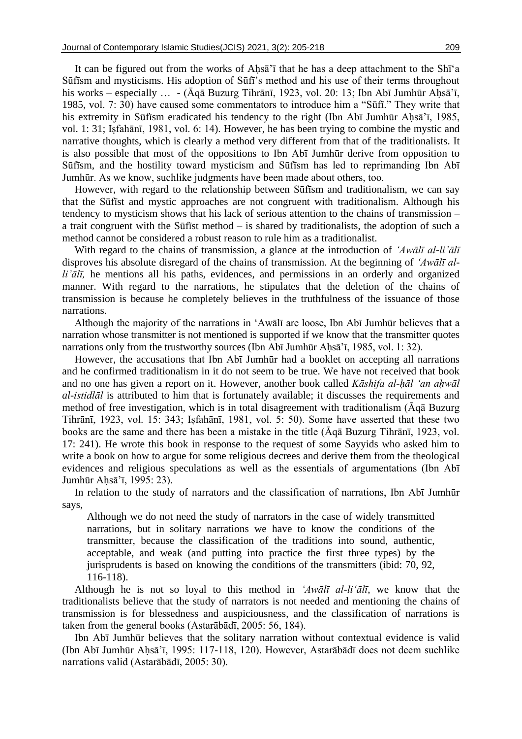It can be figured out from the works of Aḥsā'ī that he has a deep attachment to the Shī'a Sūfīsm and mysticisms. His adoption of Sūfī's method and his use of their terms throughout his works – especially … - (Āqā Buzurg Tihrānī, 1923, vol. 20: 13; Ibn Abī Jumhūr Aḥsā'ī, 1985, vol. 7: 30) have caused some commentators to introduce him a "Sūfī." They write that his extremity in Sūfīsm eradicated his tendency to the right (Ibn Abī Jumhūr Aḥsā'ī, 1985, vol. 1: 31; Iṣfahānī, 1981, vol. 6: 14). However, he has been trying to combine the mystic and narrative thoughts, which is clearly a method very different from that of the traditionalists. It is also possible that most of the oppositions to Ibn Abī Jumhūr derive from opposition to Sūfīsm, and the hostility toward mysticism and Sūfīsm has led to reprimanding Ibn Abī Jumhūr. As we know, suchlike judgments have been made about others, too.

However, with regard to the relationship between Sūfīsm and traditionalism, we can say that the Sūfīst and mystic approaches are not congruent with traditionalism. Although his tendency to mysticism shows that his lack of serious attention to the chains of transmission – a trait congruent with the Sūfīst method – is shared by traditionalists, the adoption of such a method cannot be considered a robust reason to rule him as a traditionalist.

With regard to the chains of transmission, a glance at the introduction of *'Awālī al-li'ālī* disproves his absolute disregard of the chains of transmission. At the beginning of *'Awālī al-li'ālī,* he mentions all his paths, evidences, and permissions in an orderly and organized manner. With regard to the narrations, he stipulates that the deletion of the chains of transmission is because he completely believes in the truthfulness of the issuance of those narrations.

Although the majority of the narrations in 'Awālī are loose, Ibn Abī Jumhūr believes that a narration whose transmitter is not mentioned is supported if we know that the transmitter quotes narrations only from the trustworthy sources (Ibn Abī Jumhūr Aḥsā'ī, 1985, vol. 1: 32).

However, the accusations that Ibn Abī Jumhūr had a booklet on accepting all narrations and he confirmed traditionalism in it do not seem to be true. We have not received that book and no one has given a report on it. However, another book called *Kāshifa al-ḥāl 'an aḥwāl al-istidlāl* is attributed to him that is fortunately available; it discusses the requirements and method of free investigation, which is in total disagreement with traditionalism (Āqā Buzurg Tihrānī, 1923, vol. 15: 343; Iṣfahānī, 1981, vol. 5: 50). Some have asserted that these two books are the same and there has been a mistake in the title (Āqā Buzurg Tihrānī, 1923, vol. 17: 241). He wrote this book in response to the request of some Sayyids who asked him to write a book on how to argue for some religious decrees and derive them from the theological evidences and religious speculations as well as the essentials of argumentations (Ibn Abī Jumhūr Aḥsā'ī, 1995: 23).

In relation to the study of narrators and the classification of narrations, Ibn Abī Jumhūr says,

> Although we do not need the study of narrators in the case of widely transmitted narrations, but in solitary narrations we have to know the conditions of the transmitter, because the classification of the traditions into sound, authentic, acceptable, and weak (and putting into practice the first three types) by the jurisprudents is based on knowing the conditions of the transmitters (ibid: 70, 92, 116-118).

Although he is not so loyal to this method in *'Awālī al-li'ālī,* we know that the traditionalists believe that the study of narrators is not needed and mentioning the chains of transmission is for blessedness and auspiciousness, and the classification of narrations is taken from the general books (Astarābādī, 2005: 56, 184).

Ibn Abī Jumhūr believes that the solitary narration without contextual evidence is valid (Ibn Abī Jumhūr Aḥsā'ī, 1995: 117-118, 120). However, Astarābādī does not deem suchlike narrations valid (Astarābādī, 2005: 30).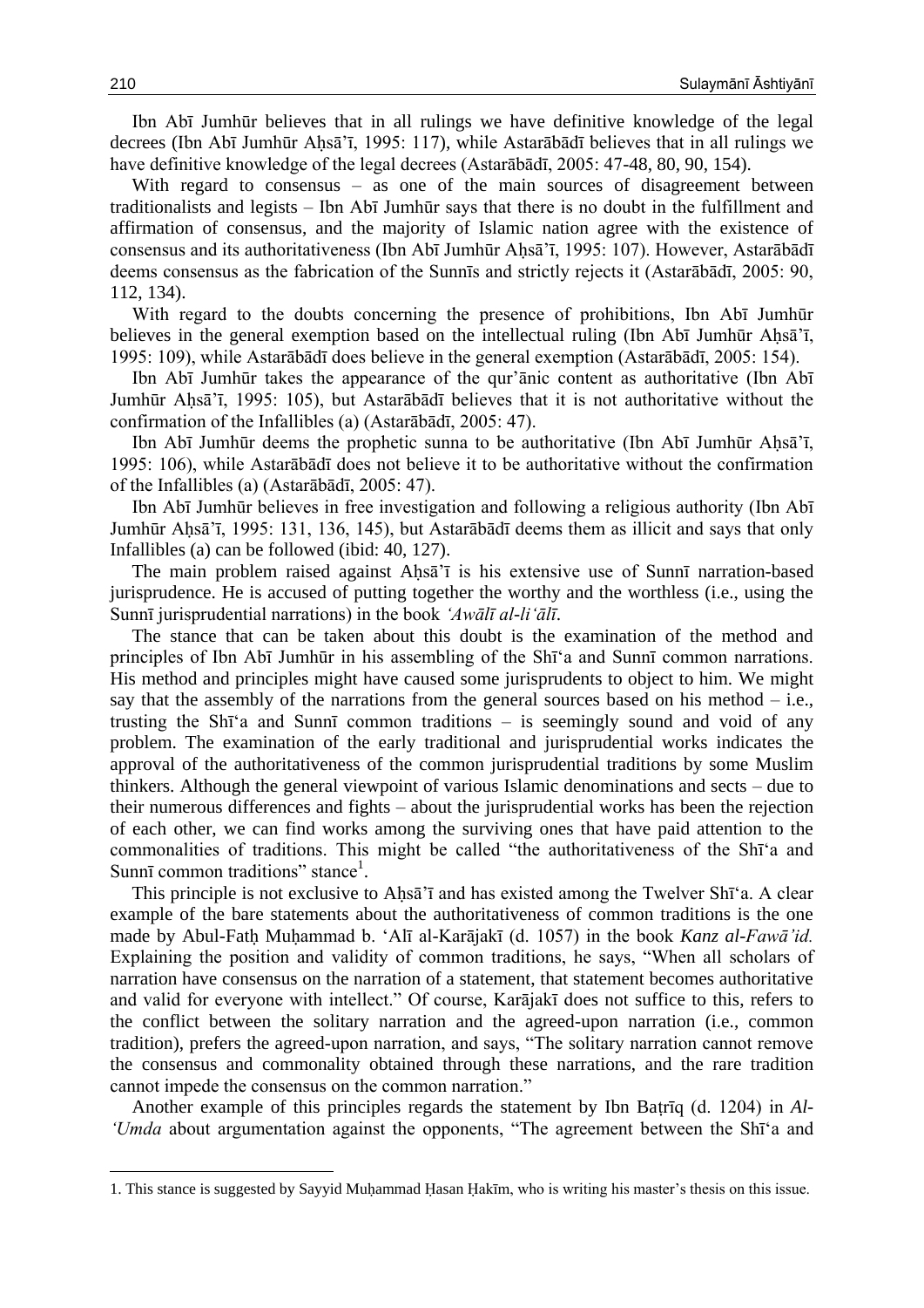Ibn Abī Jumhūr believes that in all rulings we have definitive knowledge of the legal decrees (Ibn Abī Jumhūr Aḥsā'ī, 1995: 117), while Astarābādī believes that in all rulings we have definitive knowledge of the legal decrees (Astarābādī, 2005: 47-48, 80, 90, 154).

With regard to consensus – as one of the main sources of disagreement between traditionalists and legists – Ibn Abī Jumhūr says that there is no doubt in the fulfillment and affirmation of consensus, and the majority of Islamic nation agree with the existence of consensus and its authoritativeness (Ibn Abī Jumhūr Aḥsā'ī, 1995: 107). However, Astarābādī deems consensus as the fabrication of the Sunnīs and strictly rejects it (Astarābādī, 2005: 90, 112, 134).

With regard to the doubts concerning the presence of prohibitions, Ibn Abī Jumhūr believes in the general exemption based on the intellectual ruling (Ibn Abī Jumhūr Aḥsā'ī, 1995: 109), while Astarābādī does believe in the general exemption (Astarābādī, 2005: 154).

Ibn Abī Jumhūr takes the appearance of the qur'ānic content as authoritative (Ibn Abī Jumhūr Aḥsā'ī, 1995: 105), but Astarābādī believes that it is not authoritative without the confirmation of the Infallibles (a) (Astarābādī, 2005: 47).

Ibn Abī Jumhūr deems the prophetic sunna to be authoritative (Ibn Abī Jumhūr Aḥsā'ī, 1995: 106), while Astarābādī does not believe it to be authoritative without the confirmation of the Infallibles (a) (Astarābādī, 2005: 47).

Ibn Abī Jumhūr believes in free investigation and following a religious authority (Ibn Abī Jumhūr Aḥsā'ī, 1995: 131, 136, 145), but Astarābādī deems them as illicit and says that only Infallibles (a) can be followed (ibid: 40, 127).

The main problem raised against Aḥsā'ī is his extensive use of Sunnī narration-based jurisprudence. He is accused of putting together the worthy and the worthless (i.e., using the Sunnī jurisprudential narrations) in the book *'Awālī al-li'ālī*.

The stance that can be taken about this doubt is the examination of the method and principles of Ibn Abī Jumhūr in his assembling of the Shī'a and Sunnī common narrations. His method and principles might have caused some jurisprudents to object to him. We might say that the assembly of the narrations from the general sources based on his method – i.e., trusting the Shī'a and Sunnī common traditions – is seemingly sound and void of any problem. The examination of the early traditional and jurisprudential works indicates the approval of the authoritativeness of the common jurisprudential traditions by some Muslim thinkers. Although the general viewpoint of various Islamic denominations and sects – due to their numerous differences and fights – about the jurisprudential works has been the rejection of each other, we can find works among the surviving ones that have paid attention to the commonalities of traditions. This might be called "the authoritativeness of the Shī'a and Sunnī common traditions" stance[1].

This principle is not exclusive to Aḥsā'ī and has existed among the Twelver Shī'a. A clear example of the bare statements about the authoritativeness of common traditions is the one made by Abul-Fatḥ Muḥammad b. 'Alī al-Karājakī (d. 1057) in the book *Kanz al-Fawā'id.* Explaining the position and validity of common traditions, he says, "When all scholars of narration have consensus on the narration of a statement, that statement becomes authoritative and valid for everyone with intellect." Of course, Karājakī does not suffice to this, refers to the conflict between the solitary narration and the agreed-upon narration (i.e., common tradition), prefers the agreed-upon narration, and says, "The solitary narration cannot remove the consensus and commonality obtained through these narrations, and the rare tradition cannot impede the consensus on the common narration."

Another example of this principles regards the statement by Ibn Baṭrīq (d. 1204) in *Al-'Umda* about argumentation against the opponents, "The agreement between the Shī'a and

1. This stance is suggested by Sayyid Muḥammad Ḥasan Ḥakīm, who is writing his master's thesis on this issue.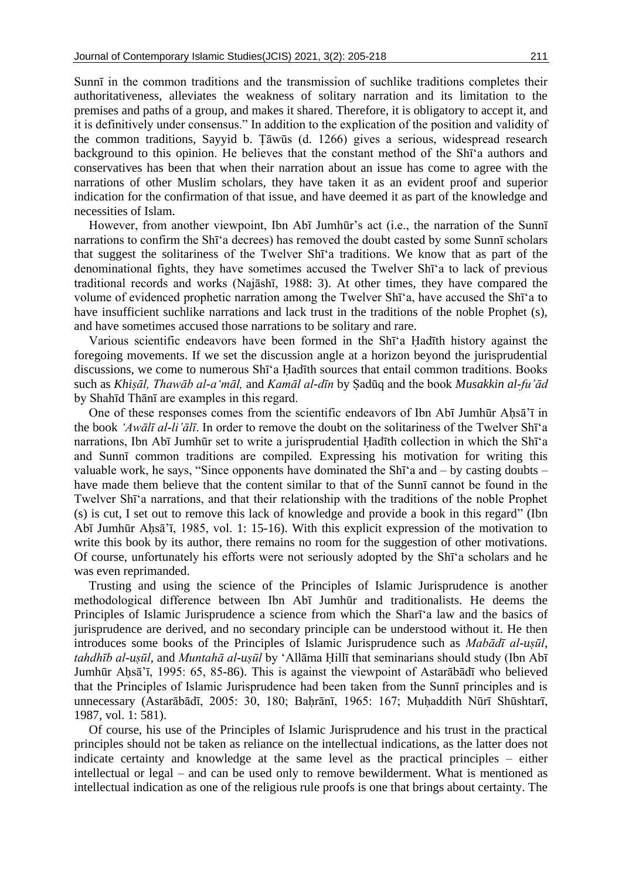Sunnī in the common traditions and the transmission of suchlike traditions completes their authoritativeness, alleviates the weakness of solitary narration and its limitation to the premises and paths of a group, and makes it shared. Therefore, it is obligatory to accept it, and it is definitively under consensus." In addition to the explication of the position and validity of the common traditions, Sayyid b. Ṭāwūs (d. 1266) gives a serious, widespread research background to this opinion. He believes that the constant method of the Shīʻa authors and conservatives has been that when their narration about an issue has come to agree with the narrations of other Muslim scholars, they have taken it as an evident proof and superior indication for the confirmation of that issue, and have deemed it as part of the knowledge and necessities of Islam.

However, from another viewpoint, Ibn Abī Jumhūr's act (i.e., the narration of the Sunnī narrations to confirm the Shīʻa decrees) has removed the doubt casted by some Sunnī scholars that suggest the solitariness of the Twelver Shīʻa traditions. We know that as part of the denominational fights, they have sometimes accused the Twelver Shīʻa to lack of previous traditional records and works (Najāshī, 1988: 3). At other times, they have compared the volume of evidenced prophetic narration among the Twelver Shīʻa, have accused the Shīʻa to have insufficient suchlike narrations and lack trust in the traditions of the noble Prophet (s), and have sometimes accused those narrations to be solitary and rare.

Various scientific endeavors have been formed in the Shīʻa Ḥadīth history against the foregoing movements. If we set the discussion angle at a horizon beyond the jurisprudential discussions, we come to numerous Shīʻa Ḥadīth sources that entail common traditions. Books such as *Khiṣāl, Thawāb al-aʻmāl,* and *Kamāl al-dīn* by Ṣadūq and the book *Musakkin al-fu'ād* by Shahīd Thānī are examples in this regard.

One of these responses comes from the scientific endeavors of Ibn Abī Jumhūr Aḥsā'ī in the book *ʻAwālī al-li'ālī*. In order to remove the doubt on the solitariness of the Twelver Shīʻa narrations, Ibn Abī Jumhūr set to write a jurisprudential Ḥadīth collection in which the Shīʻa and Sunnī common traditions are compiled. Expressing his motivation for writing this valuable work, he says, "Since opponents have dominated the Shīʻa and – by casting doubts – have made them believe that the content similar to that of the Sunnī cannot be found in the Twelver Shīʻa narrations, and that their relationship with the traditions of the noble Prophet (s) is cut, I set out to remove this lack of knowledge and provide a book in this regard" (Ibn Abī Jumhūr Aḥsā'ī, 1985, vol. 1: 15-16). With this explicit expression of the motivation to write this book by its author, there remains no room for the suggestion of other motivations. Of course, unfortunately his efforts were not seriously adopted by the Shīʻa scholars and he was even reprimanded.

Trusting and using the science of the Principles of Islamic Jurisprudence is another methodological difference between Ibn Abī Jumhūr and traditionalists. He deems the Principles of Islamic Jurisprudence a science from which the Sharīʻa law and the basics of jurisprudence are derived, and no secondary principle can be understood without it. He then introduces some books of the Principles of Islamic Jurisprudence such as *Mabādī al-uṣūl*, *tahdhīb al-uṣul*, and *Muntahā al-uṣūl* by ʻAllāma Ḥillī that seminarians should study (Ibn Abī Jumhūr Aḥsā'ī, 1995: 65, 85-86). This is against the viewpoint of Astarābādī who believed that the Principles of Islamic Jurisprudence had been taken from the Sunnī principles and is unnecessary (Astarābādī, 2005: 30, 180; Baḥrānī, 1965: 167; Muḥaddith Nūrī Shūshtarī, 1987, vol. 1: 581).

Of course, his use of the Principles of Islamic Jurisprudence and his trust in the practical principles should not be taken as reliance on the intellectual indications, as the latter does not indicate certainty and knowledge at the same level as the practical principles – either intellectual or legal – and can be used only to remove bewilderment. What is mentioned as intellectual indication as one of the religious rule proofs is one that brings about certainty. The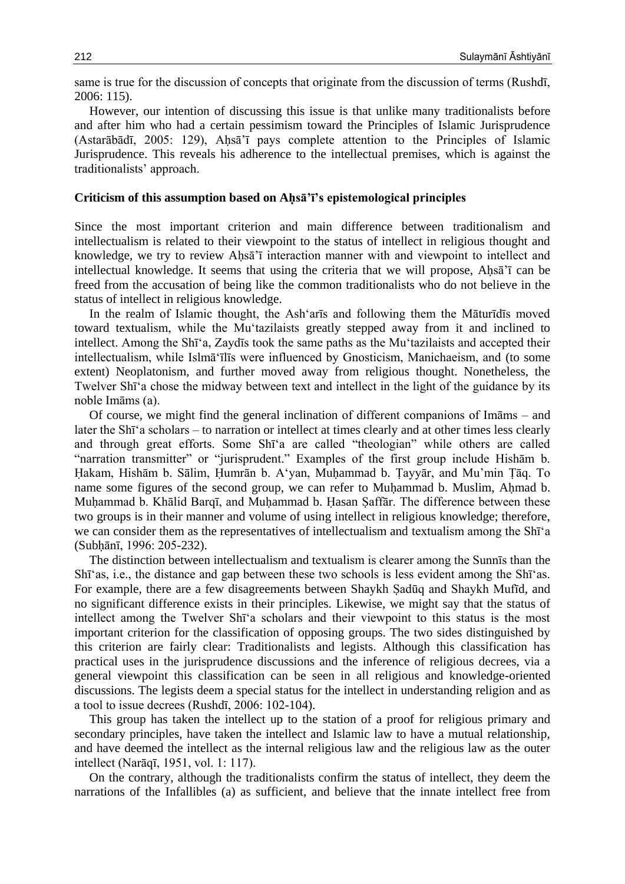same is true for the discussion of concepts that originate from the discussion of terms (Rushdī, 2006: 115).

However, our intention of discussing this issue is that unlike many traditionalists before and after him who had a certain pessimism toward the Principles of Islamic Jurisprudence (Astarābādī, 2005: 129), Aḥsā'ī pays complete attention to the Principles of Islamic Jurisprudence. This reveals his adherence to the intellectual premises, which is against the traditionalists' approach.

**Criticism of this assumption based on Aḥsā'ī's epistemological principles**

Since the most important criterion and main difference between traditionalism and intellectualism is related to their viewpoint to the status of intellect in religious thought and knowledge, we try to review Aḥsā'ī interaction manner with and viewpoint to intellect and intellectual knowledge. It seems that using the criteria that we will propose, Aḥsā'ī can be freed from the accusation of being like the common traditionalists who do not believe in the status of intellect in religious knowledge.

In the realm of Islamic thought, the Ash'arīs and following them the Māturīdīs moved toward textualism, while the Mu'tazilaists greatly stepped away from it and inclined to intellect. Among the Shī'a, Zaydīs took the same paths as the Mu'tazilaists and accepted their intellectualism, while Islmā'īlīs were influenced by Gnosticism, Manichaeism, and (to some extent) Neoplatonism, and further moved away from religious thought. Nonetheless, the Twelver Shī'a chose the midway between text and intellect in the light of the guidance by its noble Imāms (a).

Of course, we might find the general inclination of different companions of Imāms – and later the Shī'a scholars – to narration or intellect at times clearly and at other times less clearly and through great efforts. Some Shī'a are called "theologian" while others are called "narration transmitter" or "jurisprudent." Examples of the first group include Hishām b. Ḥakam, Hishām b. Sālim, Ḥumrān b. A'yan, Muḥammad b. Ṭayyār, and Mu'min Ṭāq. To name some figures of the second group, we can refer to Muḥammad b. Muslim, Aḥmad b. Muḥammad b. Khālid Barqī, and Muḥammad b. Ḥasan Ṣaffār. The difference between these two groups is in their manner and volume of using intellect in religious knowledge; therefore, we can consider them as the representatives of intellectualism and textualism among the Shī'a (Subḥānī, 1996: 205-232).

The distinction between intellectualism and textualism is clearer among the Sunnīs than the Shī'as, i.e., the distance and gap between these two schools is less evident among the Shī'as. For example, there are a few disagreements between Shaykh Ṣadūq and Shaykh Mufīd, and no significant difference exists in their principles. Likewise, we might say that the status of intellect among the Twelver Shī'a scholars and their viewpoint to this status is the most important criterion for the classification of opposing groups. The two sides distinguished by this criterion are fairly clear: Traditionalists and legists. Although this classification has practical uses in the jurisprudence discussions and the inference of religious decrees, via a general viewpoint this classification can be seen in all religious and knowledge-oriented discussions. The legists deem a special status for the intellect in understanding religion and as a tool to issue decrees (Rushdī, 2006: 102-104).

This group has taken the intellect up to the station of a proof for religious primary and secondary principles, have taken the intellect and Islamic law to have a mutual relationship, and have deemed the intellect as the internal religious law and the religious law as the outer intellect (Narāqī, 1951, vol. 1: 117).

On the contrary, although the traditionalists confirm the status of intellect, they deem the narrations of the Infallibles (a) as sufficient, and believe that the innate intellect free from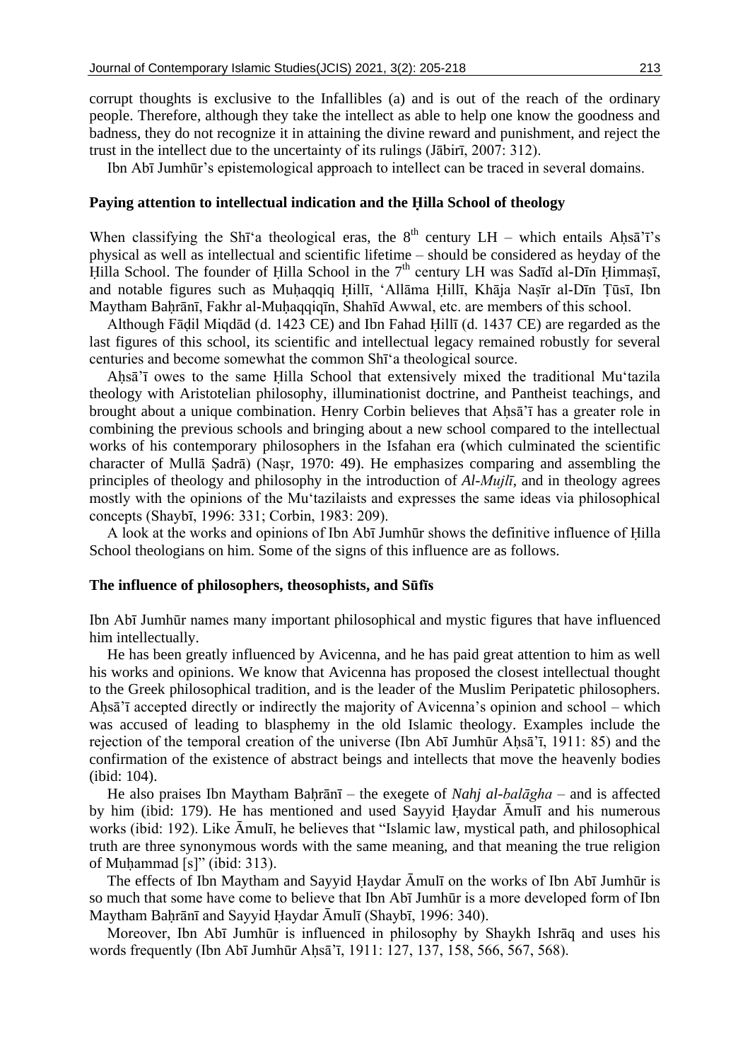corrupt thoughts is exclusive to the Infallibles (a) and is out of the reach of the ordinary people. Therefore, although they take the intellect as able to help one know the goodness and badness, they do not recognize it in attaining the divine reward and punishment, and reject the trust in the intellect due to the uncertainty of its rulings (Jābirī, 2007: 312).

Ibn Abī Jumhūr's epistemological approach to intellect can be traced in several domains.

### Paying attention to intellectual indication and the Ḥilla School of theology

When classifying the Shī'a theological eras, the 8th century LH – which entails Aḥsā'ī's physical as well as intellectual and scientific lifetime – should be considered as heyday of the Ḥilla School. The founder of Ḥilla School in the 7th century LH was Sadīd al-Dīn Ḥimmaṣī, and notable figures such as Muḥaqqiq Ḥillī, 'Allāma Ḥillī, Khāja Naṣīr al-Dīn Ṭūsī, Ibn Maytham Baḥrānī, Fakhr al-Muḥaqqiqīn, Shahīd Awwal, etc. are members of this school.

Although Fāḍil Miqdād (d. 1423 CE) and Ibn Fahad Ḥillī (d. 1437 CE) are regarded as the last figures of this school, its scientific and intellectual legacy remained robustly for several centuries and become somewhat the common Shī'a theological source.

Aḥsā'ī owes to the same Ḥilla School that extensively mixed the traditional Mu'tazila theology with Aristotelian philosophy, illuminationist doctrine, and Pantheist teachings, and brought about a unique combination. Henry Corbin believes that Aḥsā'ī has a greater role in combining the previous schools and bringing about a new school compared to the intellectual works of his contemporary philosophers in the Isfahan era (which culminated the scientific character of Mullā Ṣadrā) (Naṣr, 1970: 49). He emphasizes comparing and assembling the principles of theology and philosophy in the introduction of *Al-Mujlī*, and in theology agrees mostly with the opinions of the Mu'tazilaists and expresses the same ideas via philosophical concepts (Shaybī, 1996: 331; Corbin, 1983: 209).

A look at the works and opinions of Ibn Abī Jumhūr shows the definitive influence of Ḥilla School theologians on him. Some of the signs of this influence are as follows.

### The influence of philosophers, theosophists, and Sūfīs

Ibn Abī Jumhūr names many important philosophical and mystic figures that have influenced him intellectually.

He has been greatly influenced by Avicenna, and he has paid great attention to him as well his works and opinions. We know that Avicenna has proposed the closest intellectual thought to the Greek philosophical tradition, and is the leader of the Muslim Peripatetic philosophers. Aḥsā'ī accepted directly or indirectly the majority of Avicenna's opinion and school – which was accused of leading to blasphemy in the old Islamic theology. Examples include the rejection of the temporal creation of the universe (Ibn Abī Jumhūr Aḥsā'ī, 1911: 85) and the confirmation of the existence of abstract beings and intellects that move the heavenly bodies (ibid: 104).

He also praises Ibn Maytham Baḥrānī – the exegete of *Nahj al-balāgha* – and is affected by him (ibid: 179). He has mentioned and used Sayyid Ḥaydar Āmulī and his numerous works (ibid: 192). Like Āmulī, he believes that "Islamic law, mystical path, and philosophical truth are three synonymous words with the same meaning, and that meaning the true religion of Muḥammad [s]" (ibid: 313).

The effects of Ibn Maytham and Sayyid Ḥaydar Āmulī on the works of Ibn Abī Jumhūr is so much that some have come to believe that Ibn Abī Jumhūr is a more developed form of Ibn Maytham Baḥrānī and Sayyid Ḥaydar Āmulī (Shaybī, 1996: 340).

Moreover, Ibn Abī Jumhūr is influenced in philosophy by Shaykh Ishrāq and uses his words frequently (Ibn Abī Jumhūr Aḥsā'ī, 1911: 127, 137, 158, 566, 567, 568).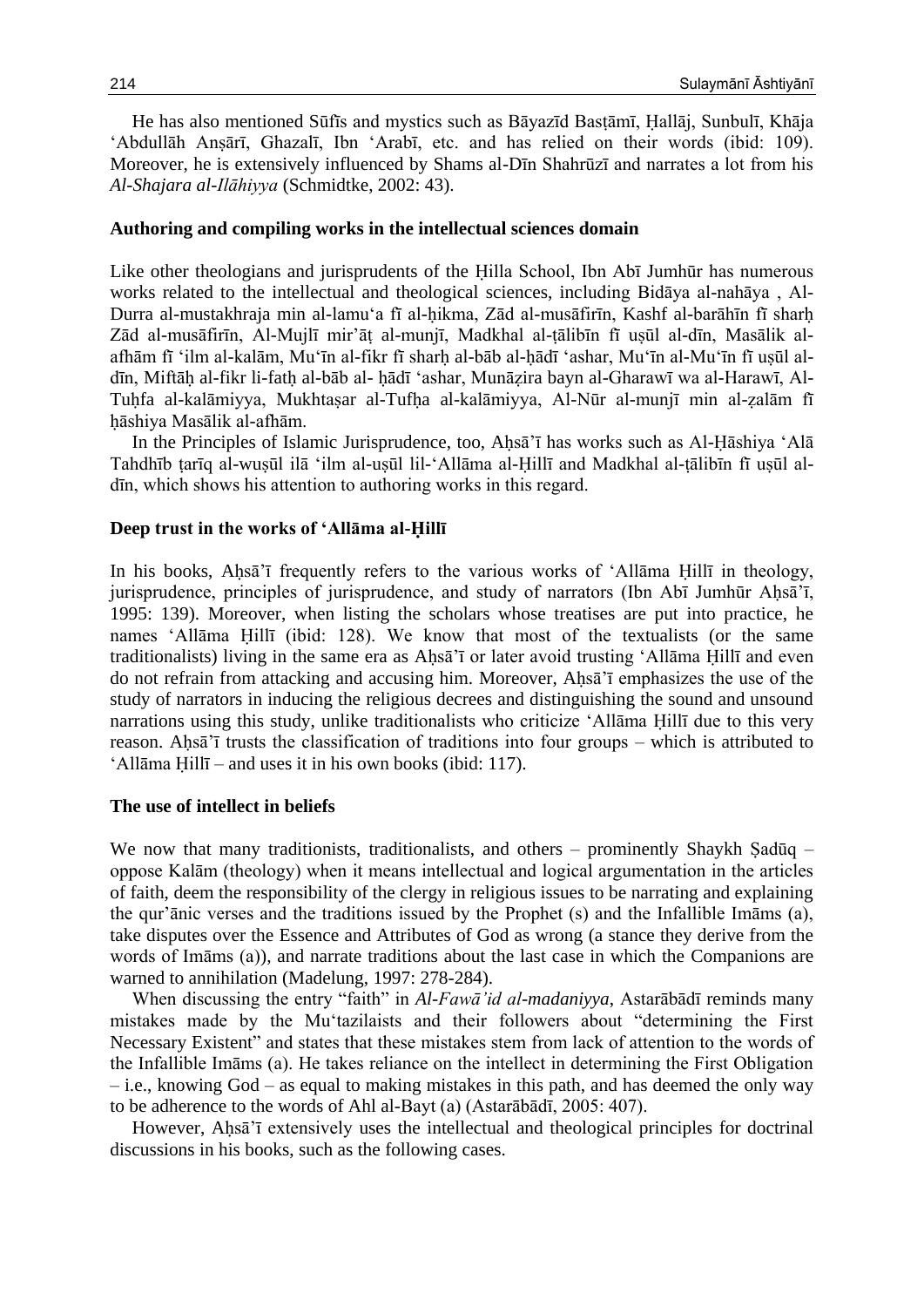He has also mentioned Sūfīs and mystics such as Bāyazīd Basṭāmī, Ḥallāj, Sunbulī, Khāja ʻAbdullāh Anṣārī, Ghazalī, Ibn ʻArabī, etc. and has relied on their words (ibid: 109). Moreover, he is extensively influenced by Shams al-Dīn Shahrūzī and narrates a lot from his *Al-Shajara al-Ilāhiyya* (Schmidtke, 2002: 43).

#### Authoring and compiling works in the intellectual sciences domain

Like other theologians and jurisprudents of the Ḥilla School, Ibn Abī Jumhūr has numerous works related to the intellectual and theological sciences, including Bidāya al-nahāya , Al-Durra al-mustakhraja min al-lamuʻa fī al-ḥikma, Zād al-musāfirīn, Kashf al-barāhīn fī sharḥ Zād al-musāfirīn, Al-Mujlī mir'āṭ al-munjī, Madkhal al-ṭālibīn fī uṣūl al-dīn, Masālik al-afhām fī ʻilm al-kalām, Muʻīn al-fikr fī sharḥ al-bāb al-ḥādī ʻashar, Muʻīn al-Muʻīn fī uṣūl al-dīn, Miftāḥ al-fikr li-fatḥ al-bāb al- ḥādī ʻashar, Munāẓira bayn al-Gharawī wa al-Harawī, Al-Tuḥfa al-kalāmiyya, Mukhtaṣar al-Tufḥa al-kalāmiyya, Al-Nūr al-munjī min al-ẓalām fī ḥāshiya Masālik al-afhām.

In the Principles of Islamic Jurisprudence, too, Aḥsā'ī has works such as Al-Ḥāshiya ʻAlā Tahdhīb ṭarīq al-wuṣūl ilā ʻilm al-uṣūl lil-ʻAllāma al-Ḥillī and Madkhal al-ṭālibīn fī uṣūl al-dīn, which shows his attention to authoring works in this regard.

#### Deep trust in the works of ʻAllāma al-Ḥillī

In his books, Aḥsā'ī frequently refers to the various works of ʻAllāma Ḥillī in theology, jurisprudence, principles of jurisprudence, and study of narrators (Ibn Abī Jumhūr Aḥsā'ī, 1995: 139). Moreover, when listing the scholars whose treatises are put into practice, he names ʻAllāma Ḥillī (ibid: 128). We know that most of the textualists (or the same traditionalists) living in the same era as Aḥsā'ī or later avoid trusting ʻAllāma Ḥillī and even do not refrain from attacking and accusing him. Moreover, Aḥsā'ī emphasizes the use of the study of narrators in inducing the religious decrees and distinguishing the sound and unsound narrations using this study, unlike traditionalists who criticize ʻAllāma Ḥillī due to this very reason. Aḥsā'ī trusts the classification of traditions into four groups – which is attributed to ʻAllāma Ḥillī – and uses it in his own books (ibid: 117).

#### The use of intellect in beliefs

We now that many traditionists, traditionalists, and others – prominently Shaykh Ṣadūq – oppose Kalām (theology) when it means intellectual and logical argumentation in the articles of faith, deem the responsibility of the clergy in religious issues to be narrating and explaining the qur'ānic verses and the traditions issued by the Prophet (s) and the Infallible Imāms (a), take disputes over the Essence and Attributes of God as wrong (a stance they derive from the words of Imāms (a)), and narrate traditions about the last case in which the Companions are warned to annihilation (Madelung, 1997: 278-284).

When discussing the entry "faith" in *Al-Fawā'id al-madaniyya*, Astarābādī reminds many mistakes made by the Muʻtazilaists and their followers about "determining the First Necessary Existent" and states that these mistakes stem from lack of attention to the words of the Infallible Imāms (a). He takes reliance on the intellect in determining the First Obligation – i.e., knowing God – as equal to making mistakes in this path, and has deemed the only way to be adherence to the words of Ahl al-Bayt (a) (Astarābādī, 2005: 407).

However, Aḥsā'ī extensively uses the intellectual and theological principles for doctrinal discussions in his books, such as the following cases.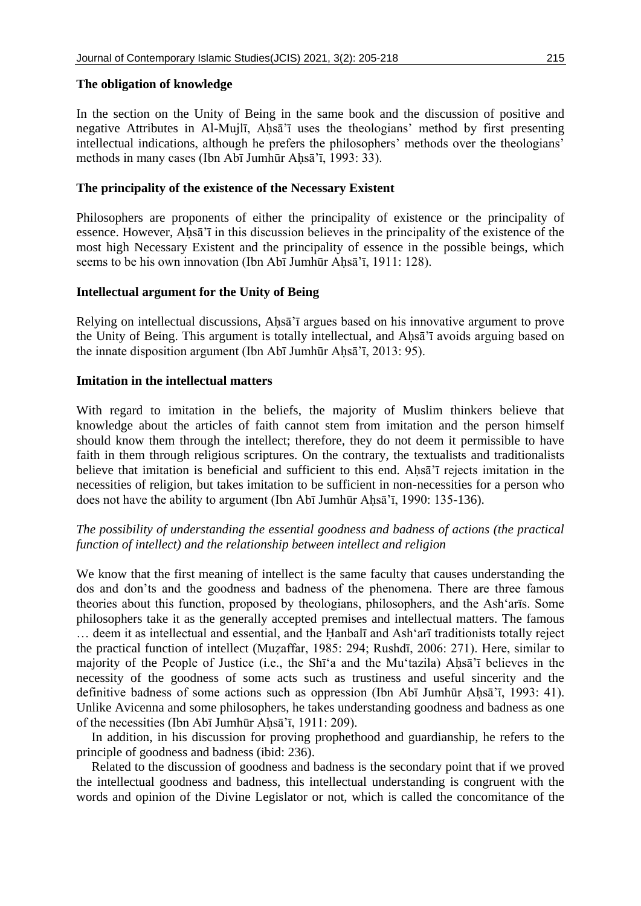### The obligation of knowledge

In the section on the Unity of Being in the same book and the discussion of positive and negative Attributes in Al-Mujlī, Aḥsā'ī uses the theologians' method by first presenting intellectual indications, although he prefers the philosophers' methods over the theologians' methods in many cases (Ibn Abī Jumhūr Aḥsā'ī, 1993: 33).

### The principality of the existence of the Necessary Existent

Philosophers are proponents of either the principality of existence or the principality of essence. However, Aḥsā'ī in this discussion believes in the principality of the existence of the most high Necessary Existent and the principality of essence in the possible beings, which seems to be his own innovation (Ibn Abī Jumhūr Aḥsā'ī, 1911: 128).

### Intellectual argument for the Unity of Being

Relying on intellectual discussions, Aḥsā'ī argues based on his innovative argument to prove the Unity of Being. This argument is totally intellectual, and Aḥsā'ī avoids arguing based on the innate disposition argument (Ibn Abī Jumhūr Aḥsā'ī, 2013: 95).

### Imitation in the intellectual matters

With regard to imitation in the beliefs, the majority of Muslim thinkers believe that knowledge about the articles of faith cannot stem from imitation and the person himself should know them through the intellect; therefore, they do not deem it permissible to have faith in them through religious scriptures. On the contrary, the textualists and traditionalists believe that imitation is beneficial and sufficient to this end. Aḥsā'ī rejects imitation in the necessities of religion, but takes imitation to be sufficient in non-necessities for a person who does not have the ability to argument (Ibn Abī Jumhūr Aḥsā'ī, 1990: 135-136).

#### *The possibility of understanding the essential goodness and badness of actions (the practical function of intellect) and the relationship between intellect and religion*

We know that the first meaning of intellect is the same faculty that causes understanding the dos and don'ts and the goodness and badness of the phenomena. There are three famous theories about this function, proposed by theologians, philosophers, and the Ash'arīs. Some philosophers take it as the generally accepted premises and intellectual matters. The famous … deem it as intellectual and essential, and the Ḥanbalī and Ash'arī traditionists totally reject the practical function of intellect (Muẓaffar, 1985: 294; Rushdī, 2006: 271). Here, similar to majority of the People of Justice (i.e., the Shī'a and the Mu'tazila) Aḥsā'ī believes in the necessity of the goodness of some acts such as trustiness and useful sincerity and the definitive badness of some actions such as oppression (Ibn Abī Jumhūr Aḥsā'ī, 1993: 41). Unlike Avicenna and some philosophers, he takes understanding goodness and badness as one of the necessities (Ibn Abī Jumhūr Aḥsā'ī, 1911: 209).

In addition, in his discussion for proving prophethood and guardianship, he refers to the principle of goodness and badness (ibid: 236).

Related to the discussion of goodness and badness is the secondary point that if we proved the intellectual goodness and badness, this intellectual understanding is congruent with the words and opinion of the Divine Legislator or not, which is called the concomitance of the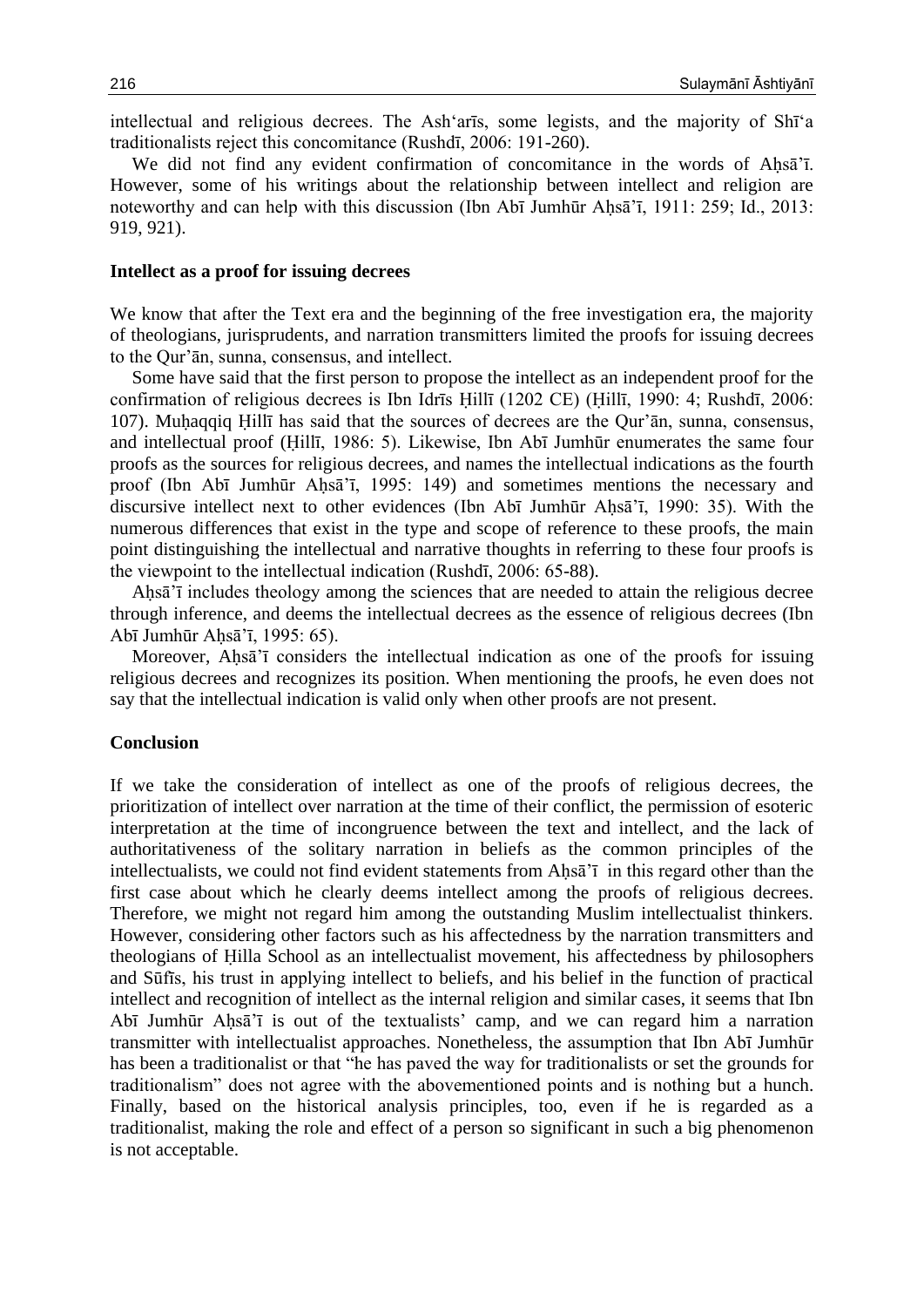intellectual and religious decrees. The Ash'arīs, some legists, and the majority of Shī'a traditionalists reject this concomitance (Rushdī, 2006: 191-260).

We did not find any evident confirmation of concomitance in the words of Aḥsā'ī. However, some of his writings about the relationship between intellect and religion are noteworthy and can help with this discussion (Ibn Abī Jumhūr Aḥsā'ī, 1911: 259; Id., 2013: 919, 921).

### Intellect as a proof for issuing decrees

We know that after the Text era and the beginning of the free investigation era, the majority of theologians, jurisprudents, and narration transmitters limited the proofs for issuing decrees to the Qur'ān, sunna, consensus, and intellect.

Some have said that the first person to propose the intellect as an independent proof for the confirmation of religious decrees is Ibn Idrīs Ḥillī (1202 CE) (Ḥillī, 1990: 4; Rushdī, 2006: 107). Muḥaqqiq Ḥillī has said that the sources of decrees are the Qur'ān, sunna, consensus, and intellectual proof (Ḥillī, 1986: 5). Likewise, Ibn Abī Jumhūr enumerates the same four proofs as the sources for religious decrees, and names the intellectual indications as the fourth proof (Ibn Abī Jumhūr Aḥsā'ī, 1995: 149) and sometimes mentions the necessary and discursive intellect next to other evidences (Ibn Abī Jumhūr Aḥsā'ī, 1990: 35). With the numerous differences that exist in the type and scope of reference to these proofs, the main point distinguishing the intellectual and narrative thoughts in referring to these four proofs is the viewpoint to the intellectual indication (Rushdī, 2006: 65-88).

Aḥsā'ī includes theology among the sciences that are needed to attain the religious decree through inference, and deems the intellectual decrees as the essence of religious decrees (Ibn Abī Jumhūr Aḥsā'ī, 1995: 65).

Moreover, Aḥsā'ī considers the intellectual indication as one of the proofs for issuing religious decrees and recognizes its position. When mentioning the proofs, he even does not say that the intellectual indication is valid only when other proofs are not present.

### Conclusion

If we take the consideration of intellect as one of the proofs of religious decrees, the prioritization of intellect over narration at the time of their conflict, the permission of esoteric interpretation at the time of incongruence between the text and intellect, and the lack of authoritativeness of the solitary narration in beliefs as the common principles of the intellectualists, we could not find evident statements from Aḥsā'ī in this regard other than the first case about which he clearly deems intellect among the proofs of religious decrees. Therefore, we might not regard him among the outstanding Muslim intellectualist thinkers. However, considering other factors such as his affectedness by the narration transmitters and theologians of Ḥilla School as an intellectualist movement, his affectedness by philosophers and Sūfīs, his trust in applying intellect to beliefs, and his belief in the function of practical intellect and recognition of intellect as the internal religion and similar cases, it seems that Ibn Abī Jumhūr Aḥsā'ī is out of the textualists' camp, and we can regard him a narration transmitter with intellectualist approaches. Nonetheless, the assumption that Ibn Abī Jumhūr has been a traditionalist or that "he has paved the way for traditionalists or set the grounds for traditionalism" does not agree with the abovementioned points and is nothing but a hunch. Finally, based on the historical analysis principles, too, even if he is regarded as a traditionalist, making the role and effect of a person so significant in such a big phenomenon is not acceptable.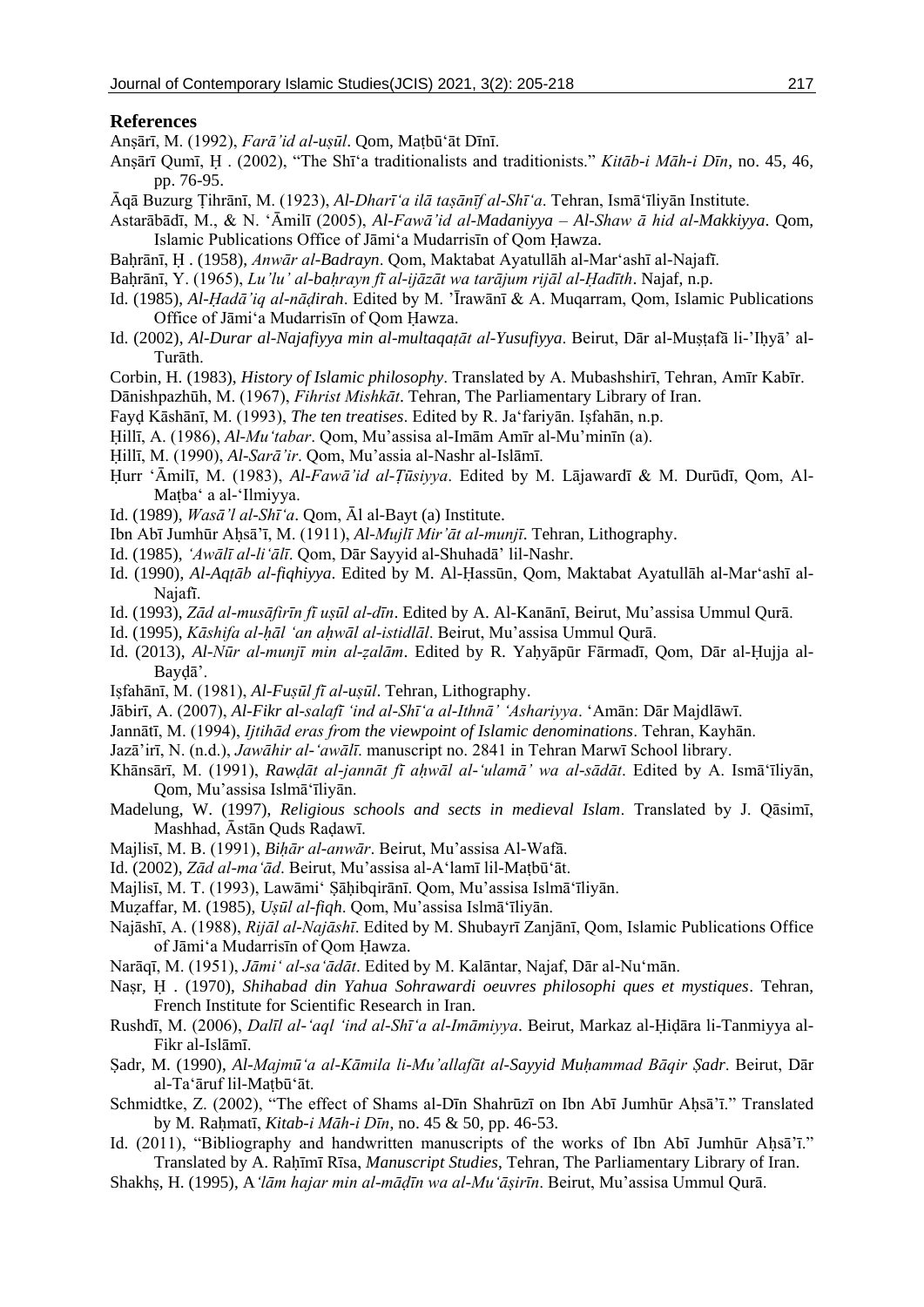## References

Anṣārī, M. (1992), *Farā'id al-uṣūl*. Qom, Maṭbū'āt Dīnī.

Anṣārī Qumī, Ḥ . (2002), "The Shī'a traditionalists and traditionists." *Kitāb-i Māh-i Dīn*, no. 45, 46, pp. 76-95.

Āqā Buzurg Ṭihrānī, M. (1923), *Al-Dharī'a ilā taṣānīf al-Shī'a*. Tehran, Ismā'īliyān Institute.

Astarābādī, M., & N. 'Āmilī (2005), *Al-Fawā'id al-Madaniyya – Al-Shaw ā hid al-Makkiyya*. Qom, Islamic Publications Office of Jāmi'a Mudarrisīn of Qom Ḥawza.

Baḥrānī, Ḥ . (1958), *Anwār al-Badrayn*. Qom, Maktabat Ayatullāh al-Mar'ashī al-Najafī.

Baḥrānī, Y. (1965), *Lu'lu' al-baḥrayn fī al-ijāzāt wa tarājum rijāl al-Ḥadīth*. Najaf, n.p.

Id. (1985), *Al-Ḥadā'iq al-nāḍirah*. Edited by M. 'Īrawānī & A. Muqarram, Qom, Islamic Publications Office of Jāmi'a Mudarrisīn of Qom Ḥawza.

Id. (2002), *Al-Durar al-Najafiyya min al-multaqaṭāt al-Yusufiyya*. Beirut, Dār al-Muṣṭafā li-'Iḥyā' al-Turāth.

Corbin, H. (1983), *History of Islamic philosophy*. Translated by A. Mubashshirī, Tehran, Amīr Kabīr.

Dānishpazhūh, M. (1967), *Fihrist Mishkāt*. Tehran, The Parliamentary Library of Iran.

Fayḍ Kāshānī, M. (1993), *The ten treatises*. Edited by R. Ja'fariyān. Iṣfahān, n.p.

Ḥillī, A. (1986), *Al-Mu'tabar*. Qom, Mu'assisa al-Imām Amīr al-Mu'minīn (a).

Ḥillī, M. (1990), *Al-Sarā'ir*. Qom, Mu'assia al-Nashr al-Islāmī.

Ḥurr 'Āmilī, M. (1983), *Al-Fawā'id al-Ṭūsiyya*. Edited by M. Lājawardī & M. Durūdī, Qom, Al-Maṭba' a al-'Ilmiyya.

Id. (1989), *Wasā'l al-Shī'a*. Qom, Āl al-Bayt (a) Institute.

Ibn Abī Jumhūr Aḥsā'ī, M. (1911), *Al-Mujlī Mir'āt al-munjī*. Tehran, Lithography.

Id. (1985), *'Awālī al-li'ālī*. Qom, Dār Sayyid al-Shuhadā' lil-Nashr.

Id. (1990), *Al-Aqṭāb al-fiqhiyya*. Edited by M. Al-Ḥassūn, Qom, Maktabat Ayatullāh al-Mar'ashī al-Najafī.

Id. (1993), *Zād al-musāfirīn fī uṣūl al-dīn*. Edited by A. Al-Kanānī, Beirut, Mu'assisa Ummul Qurā.

Id. (1995), *Kāshifa al-ḥāl 'an aḥwāl al-istidlāl*. Beirut, Mu'assisa Ummul Qurā.

Id. (2013), *Al-Nūr al-munjī min al-ẓalām*. Edited by R. Yaḥyāpūr Fārmadī, Qom, Dār al-Ḥujja al-Bayḍā'.

Iṣfahānī, M. (1981), *Al-Fuṣūl fī al-uṣūl*. Tehran, Lithography.

Jābirī, A. (2007), *Al-Fikr al-salafī 'ind al-Shī'a al-Ithnā' 'Ashariyya*. 'Amān: Dār Majdlāwī.

Jannātī, M. (1994), *Ijtihād eras from the viewpoint of Islamic denominations*. Tehran, Kayhān.

Jazā'irī, N. (n.d.), *Jawāhir al-'awālī*. manuscript no. 2841 in Tehran Marwī School library.

Khānsārī, M. (1991), *Rawḍāt al-jannāt fī aḥwāl al-'ulamā' wa al-sādāt*. Edited by A. Ismā'īliyān, Qom, Mu'assisa Islmā'īliyān.

Madelung, W. (1997), *Religious schools and sects in medieval Islam*. Translated by J. Qāsimī, Mashhad, Āstān Quds Raḍawī.

Majlisī, M. B. (1991), *Biḥār al-anwār*. Beirut, Mu'assisa Al-Wafā.

Id. (2002), *Zād al-ma'ād*. Beirut, Mu'assisa al-A'lamī lil-Maṭbū'āt.

Majlisī, M. T. (1993), Lawāmi' Ṣāḥibqirānī. Qom, Mu'assisa Islmā'īliyān.

Muẓaffar, M. (1985), *Uṣūl al-fiqh*. Qom, Mu'assisa Islmā'īliyān.

Najāshī, A. (1988), *Rijāl al-Najāshī*. Edited by M. Shubayrī Zanjānī, Qom, Islamic Publications Office of Jāmi'a Mudarrisīn of Qom Ḥawza.

Narāqī, M. (1951), *Jāmi' al-sa'ādāt*. Edited by M. Kalāntar, Najaf, Dār al-Nu'mān.

Naṣr, Ḥ . (1970), *Shihabad din Yahua Sohrawardi oeuvres philosophi ques et mystiques*. Tehran, French Institute for Scientific Research in Iran.

Rushdī, M. (2006), *Dalīl al-'aql 'ind al-Shī'a al-Imāmiyya*. Beirut, Markaz al-Ḥiḍāra li-Tanmiyya al-Fikr al-Islāmī.

Ṣadr, M. (1990), *Al-Majmū'a al-Kāmila li-Mu'allafāt al-Sayyid Muḥammad Bāqir Ṣadr*. Beirut, Dār al-Ta'āruf lil-Maṭbū'āt.

Schmidtke, Z. (2002), "The effect of Shams al-Dīn Shahrūzī on Ibn Abī Jumhūr Aḥsā'ī." Translated by M. Raḥmatī, *Kitab-i Māh-i Dīn*, no. 45 & 50, pp. 46-53.

Id. (2011), "Bibliography and handwritten manuscripts of the works of Ibn Abī Jumhūr Aḥsā'ī." Translated by A. Raḥīmī Rīsa, *Manuscript Studies*, Tehran, The Parliamentary Library of Iran.

Shakhṣ, H. (1995), A*'lām hajar min al-māḍīn wa al-Mu'āṣirīn*. Beirut, Mu'assisa Ummul Qurā.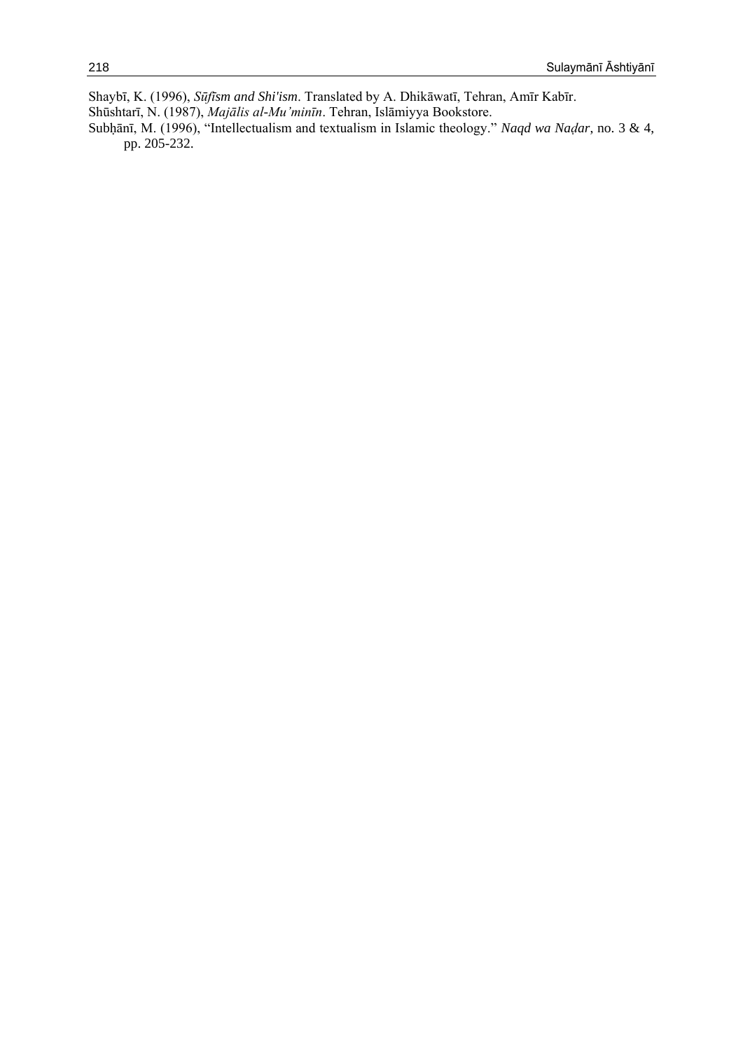Shaybī, K. (1996), *Sūfīsm and Shi'ism*. Translated by A. Dhikāwatī, Tehran, Amīr Kabīr.

Shūshtarī, N. (1987), *Majālis al-Mu'minīn*. Tehran, Islāmiyya Bookstore.

Subḥānī, M. (1996), "Intellectualism and textualism in Islamic theology." *Naqd wa Naḍar*, no. 3 & 4, pp. 205-232.